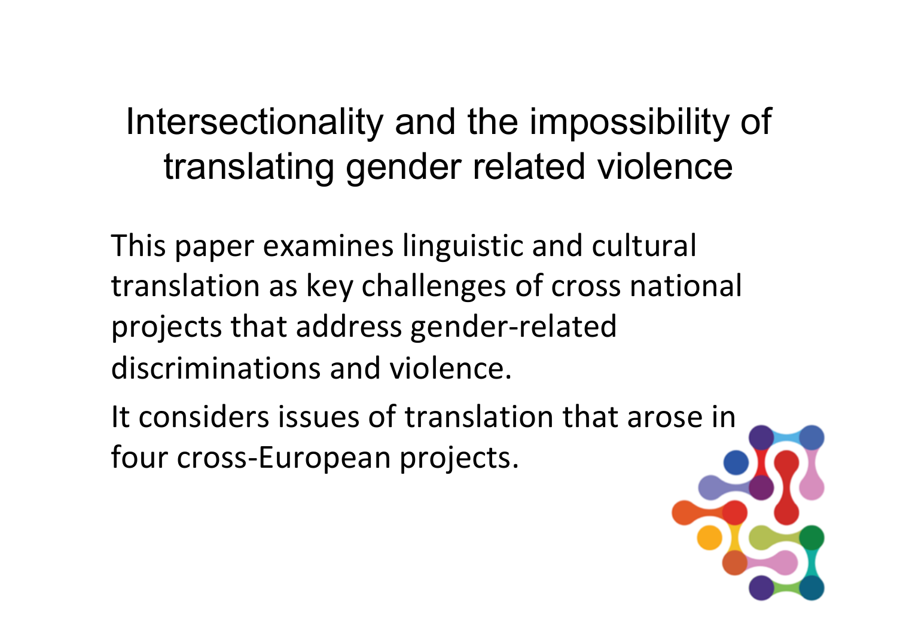# Intersectionality and the impossibility of translating gender related violence

This paper examines linguistic and cultural translation as key challenges of cross national projects that address gender-related discriminations and violence.

It considers issues of translation that arose in four cross-European projects.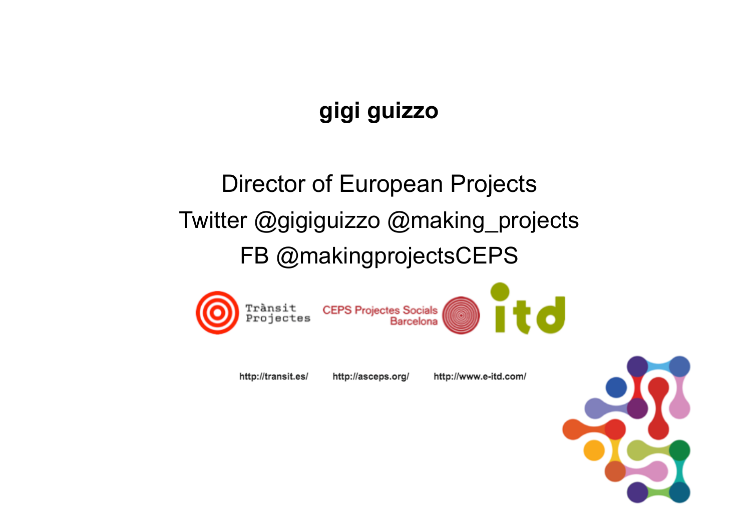**gigi guizzo**

Director of European Projects

Twitter @gigiguizzo @making_projects

FB @makingprojectsCEPS

Trànsit Projectes    CEPS Projectes Socials Barcelona    itd

http://transit.es/    http://asceps.org/    http://www.e-itd.com/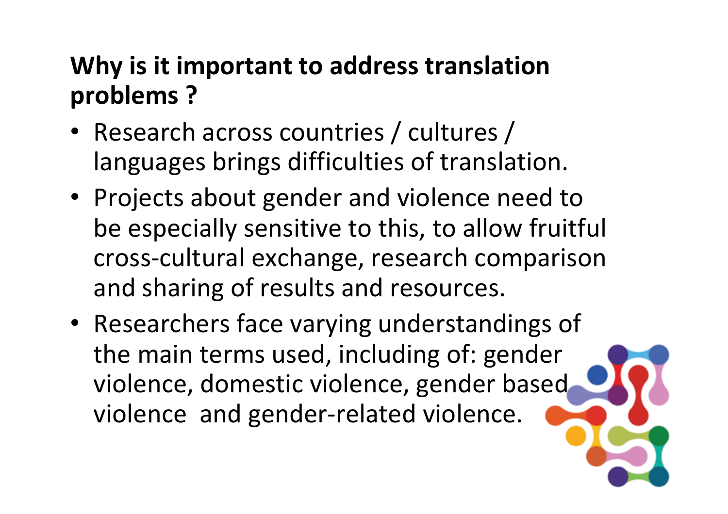## Why is it important to address translation problems ?

- Research across countries / cultures / languages brings difficulties of translation.
- Projects about gender and violence need to be especially sensitive to this, to allow fruitful cross-cultural exchange, research comparison and sharing of results and resources.
- Researchers face varying understandings of the main terms used, including of: gender violence, domestic violence, gender based violence and gender-related violence.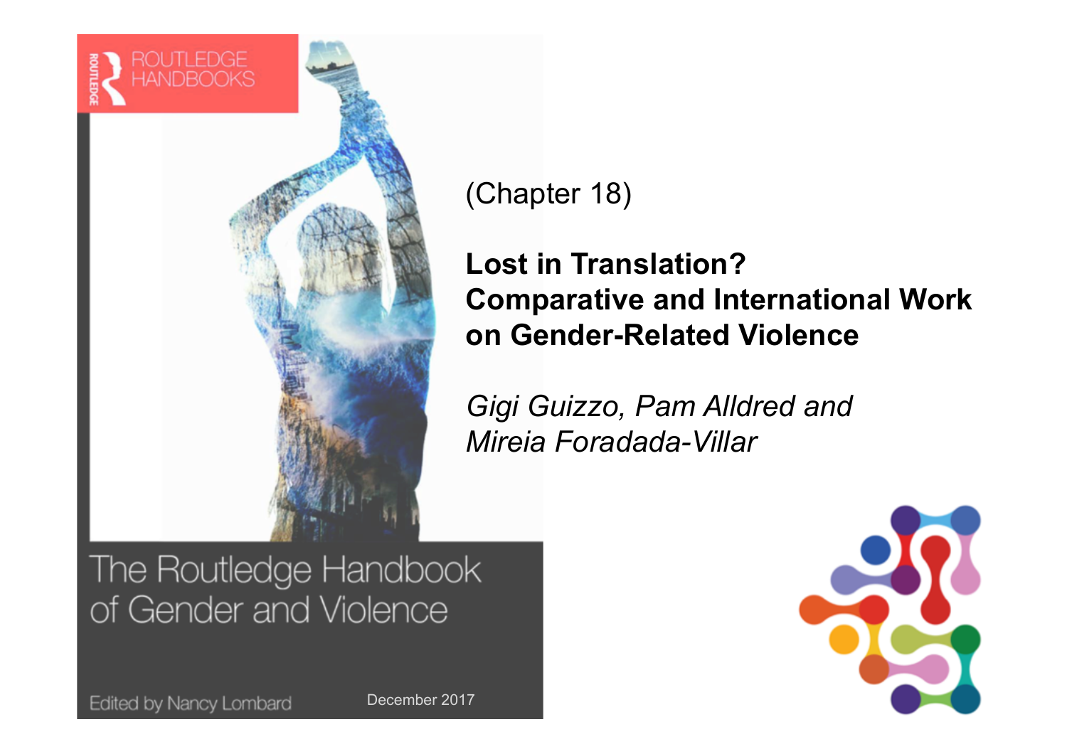ROUTLEDGE HANDBOOKS

The Routledge Handbook of Gender and Violence

Edited by Nancy Lombard

December 2017

(Chapter 18)

**Lost in Translation?**
**Comparative and International Work on Gender-Related Violence**

*Gigi Guizzo, Pam Alldred and Mireia Foradada-Villar*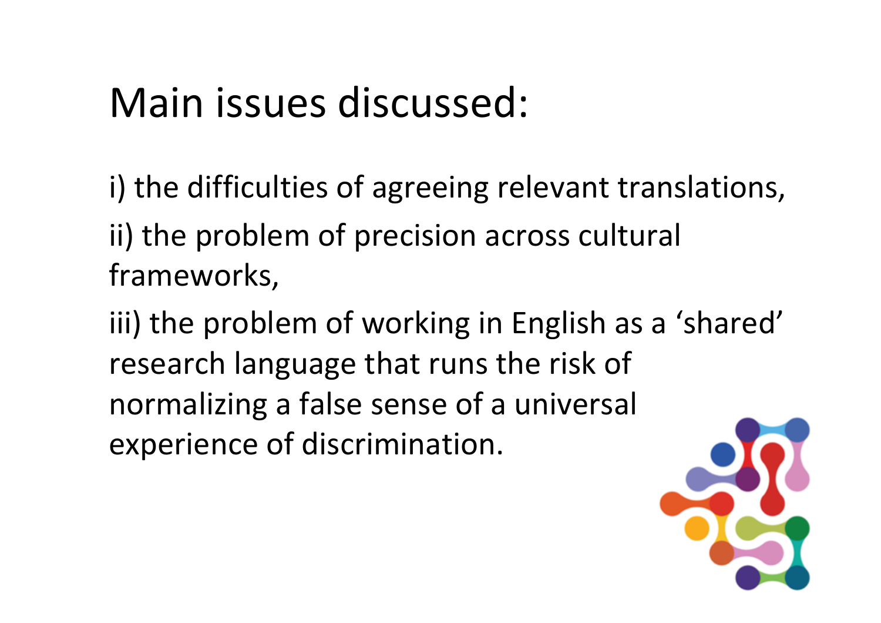# Main issues discussed:

i) the difficulties of agreeing relevant translations,

ii) the problem of precision across cultural frameworks,

iii) the problem of working in English as a 'shared' research language that runs the risk of normalizing a false sense of a universal experience of discrimination.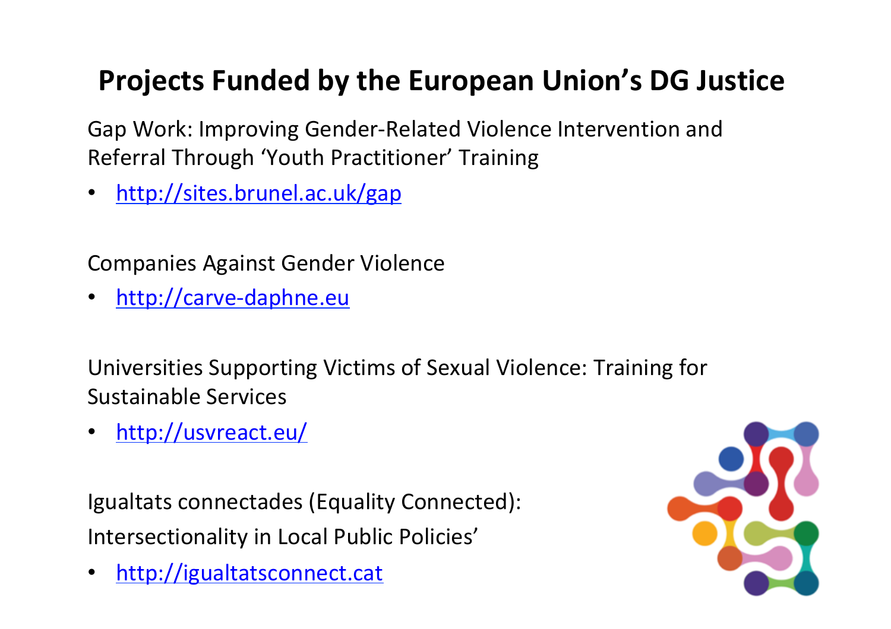# Projects Funded by the European Union's DG Justice

Gap Work: Improving Gender-Related Violence Intervention and Referral Through 'Youth Practitioner' Training

- http://sites.brunel.ac.uk/gap

Companies Against Gender Violence

- http://carve-daphne.eu

Universities Supporting Victims of Sexual Violence: Training for Sustainable Services

- http://usvreact.eu/

Igualtats connectades (Equality Connected): Intersectionality in Local Public Policies'

- http://igualtatsconnect.cat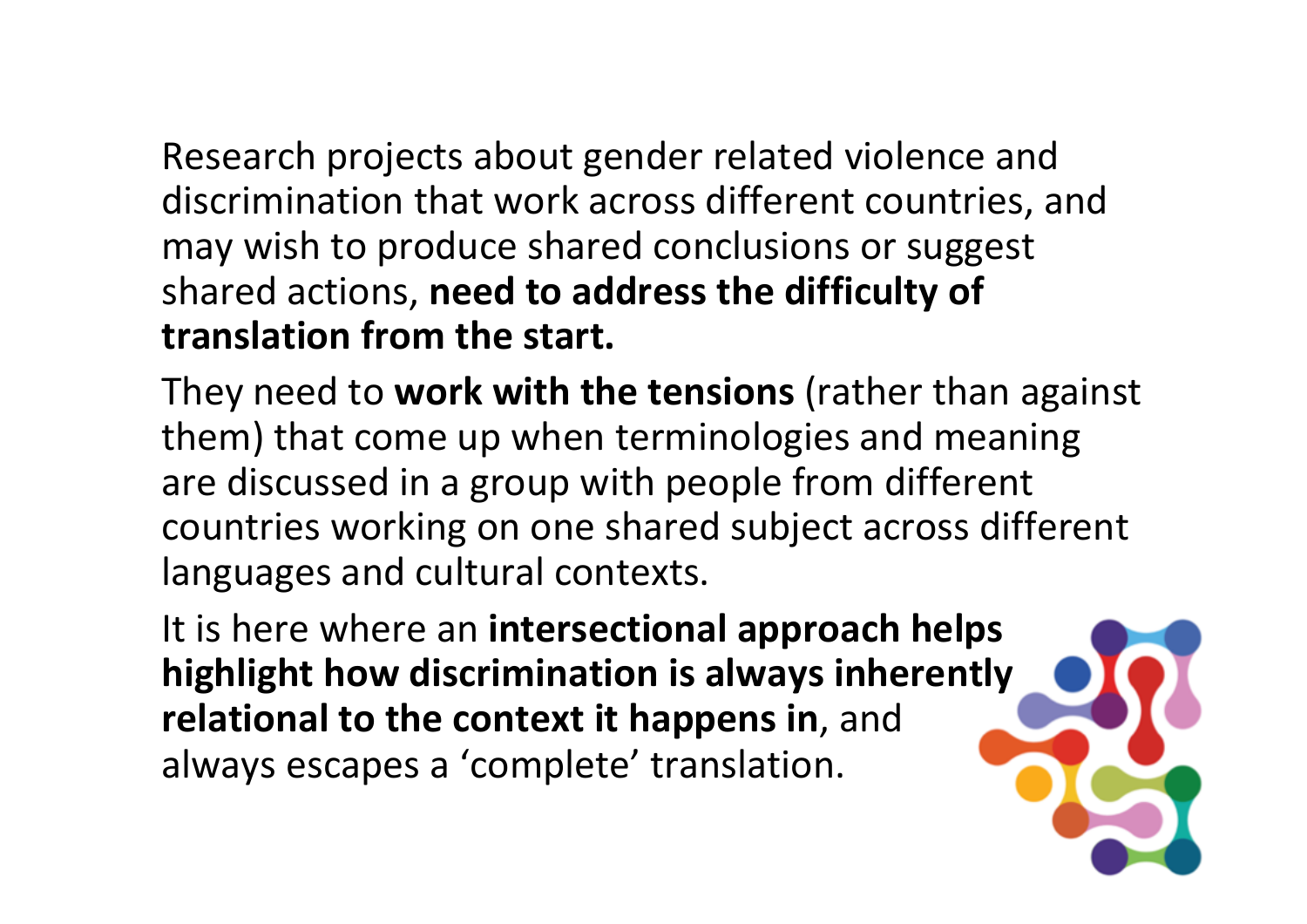Research projects about gender related violence and discrimination that work across different countries, and may wish to produce shared conclusions or suggest shared actions, **need to address the difficulty of translation from the start.**

They need to **work with the tensions** (rather than against them) that come up when terminologies and meaning are discussed in a group with people from different countries working on one shared subject across different languages and cultural contexts.

It is here where an **intersectional approach helps highlight how discrimination is always inherently relational to the context it happens in**, and always escapes a 'complete' translation.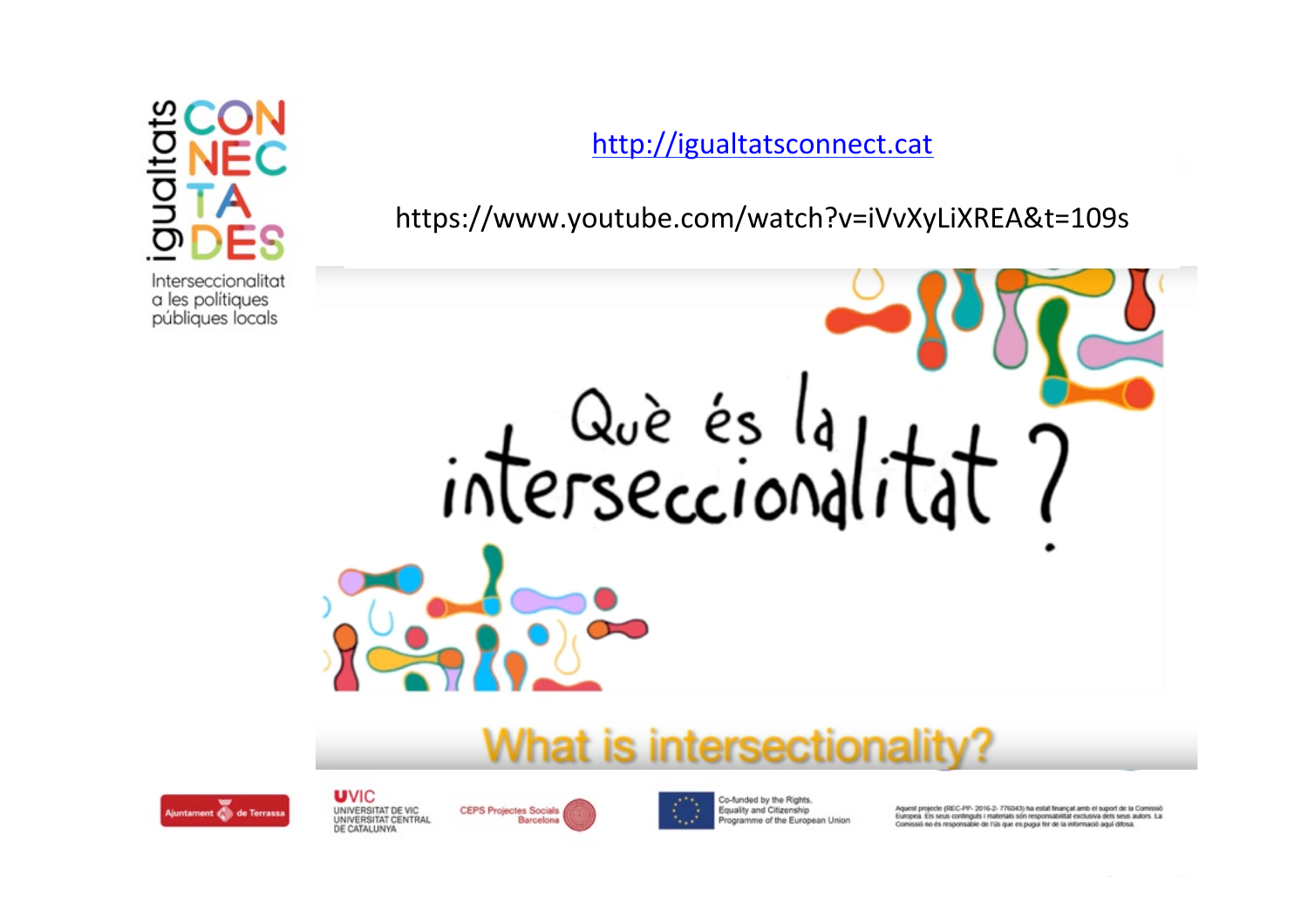igualtats CONNECTADES

Interseccionalitat a les polítiques públiques locals

http://igualtatsconnect.cat

https://www.youtube.com/watch?v=iVvXyLiXREA&t=109s

Què és la interseccionalitat?

What is intersectionality?

Ajuntament de Terrassa

UVIC UNIVERSITAT DE VIC UNIVERSITAT CENTRAL DE CATALUNYA

CEPS Projectes Socials Barcelona

Co-funded by the Rights, Equality and Citizenship Programme of the European Union

Aquest projecte (REC-PP- 2016-2- 776043) ha estat finançat amb el suport de la Comissió Europea. Els seus continguts i materials són responsabilitat exclusiva dels seus autors. La Comissió no és responsable de l'ús que es pugui fer de la informació aquí difosa.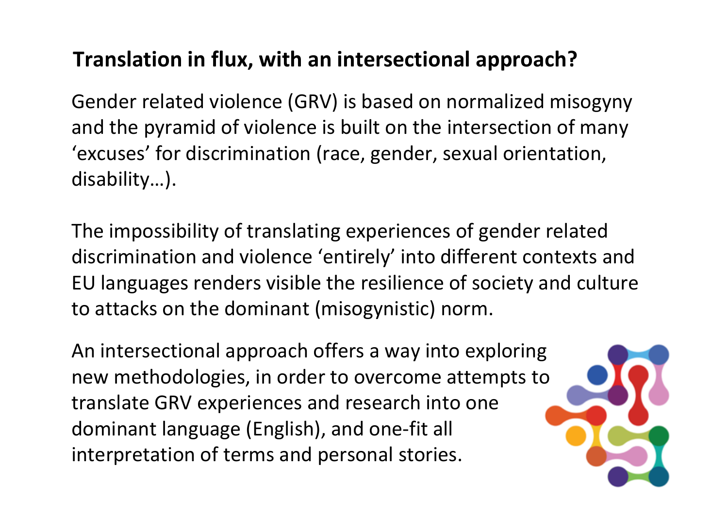## Translation in flux, with an intersectional approach?

Gender related violence (GRV) is based on normalized misogyny and the pyramid of violence is built on the intersection of many 'excuses' for discrimination (race, gender, sexual orientation, disability…).

The impossibility of translating experiences of gender related discrimination and violence 'entirely' into different contexts and EU languages renders visible the resilience of society and culture to attacks on the dominant (misogynistic) norm.

An intersectional approach offers a way into exploring new methodologies, in order to overcome attempts to translate GRV experiences and research into one dominant language (English), and one-fit all interpretation of terms and personal stories.